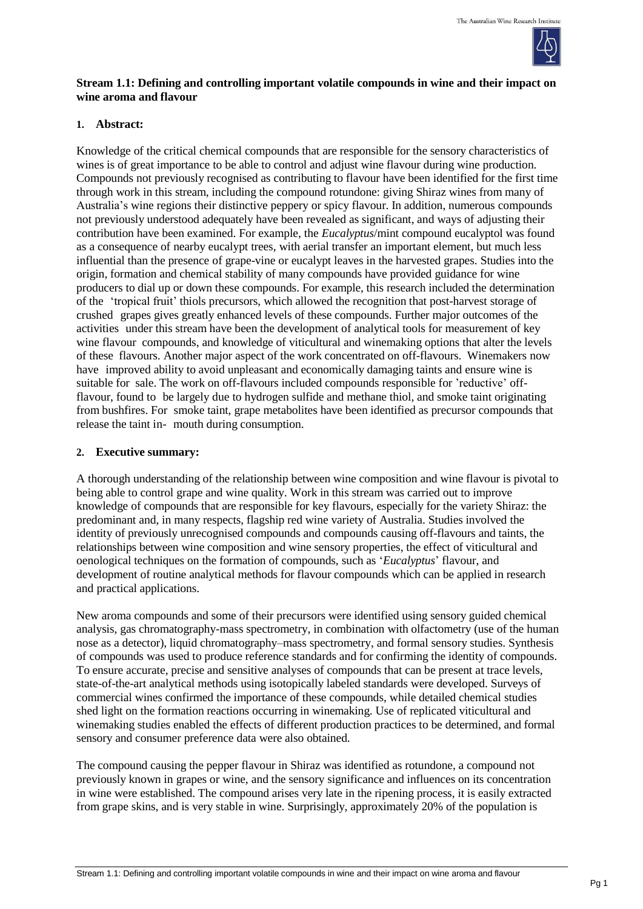**Stream 1.1: Defining and controlling important volatile compounds in wine and their impact on wine aroma and flavour**

**1. Abstract:**

Knowledge of the critical chemical compounds that are responsible for the sensory characteristics of wines is of great importance to be able to control and adjust wine flavour during wine production. Compounds not previously recognised as contributing to flavour have been identified for the first time through work in this stream, including the compound rotundone: giving Shiraz wines from many of Australia's wine regions their distinctive peppery or spicy flavour. In addition, numerous compounds not previously understood adequately have been revealed as significant, and ways of adjusting their contribution have been examined. For example, the *Eucalyptus*/mint compound eucalyptol was found as a consequence of nearby eucalypt trees, with aerial transfer an important element, but much less influential than the presence of grape-vine or eucalypt leaves in the harvested grapes. Studies into the origin, formation and chemical stability of many compounds have provided guidance for wine producers to dial up or down these compounds. For example, this research included the determination of the 'tropical fruit' thiols precursors, which allowed the recognition that post-harvest storage of crushed grapes gives greatly enhanced levels of these compounds. Further major outcomes of the activities under this stream have been the development of analytical tools for measurement of key wine flavour compounds, and knowledge of viticultural and winemaking options that alter the levels of these flavours. Another major aspect of the work concentrated on off-flavours. Winemakers now have improved ability to avoid unpleasant and economically damaging taints and ensure wine is suitable for sale. The work on off-flavours included compounds responsible for 'reductive' off-flavour, found to be largely due to hydrogen sulfide and methane thiol, and smoke taint originating from bushfires. For smoke taint, grape metabolites have been identified as precursor compounds that release the taint in- mouth during consumption.

**2. Executive summary:**

A thorough understanding of the relationship between wine composition and wine flavour is pivotal to being able to control grape and wine quality. Work in this stream was carried out to improve knowledge of compounds that are responsible for key flavours, especially for the variety Shiraz: the predominant and, in many respects, flagship red wine variety of Australia. Studies involved the identity of previously unrecognised compounds and compounds causing off-flavours and taints, the relationships between wine composition and wine sensory properties, the effect of viticultural and oenological techniques on the formation of compounds, such as '*Eucalyptus*' flavour, and development of routine analytical methods for flavour compounds which can be applied in research and practical applications.

New aroma compounds and some of their precursors were identified using sensory guided chemical analysis, gas chromatography-mass spectrometry, in combination with olfactometry (use of the human nose as a detector), liquid chromatography–mass spectrometry, and formal sensory studies. Synthesis of compounds was used to produce reference standards and for confirming the identity of compounds. To ensure accurate, precise and sensitive analyses of compounds that can be present at trace levels, state-of-the-art analytical methods using isotopically labeled standards were developed. Surveys of commercial wines confirmed the importance of these compounds, while detailed chemical studies shed light on the formation reactions occurring in winemaking. Use of replicated viticultural and winemaking studies enabled the effects of different production practices to be determined, and formal sensory and consumer preference data were also obtained.

The compound causing the pepper flavour in Shiraz was identified as rotundone, a compound not previously known in grapes or wine, and the sensory significance and influences on its concentration in wine were established. The compound arises very late in the ripening process, it is easily extracted from grape skins, and is very stable in wine. Surprisingly, approximately 20% of the population is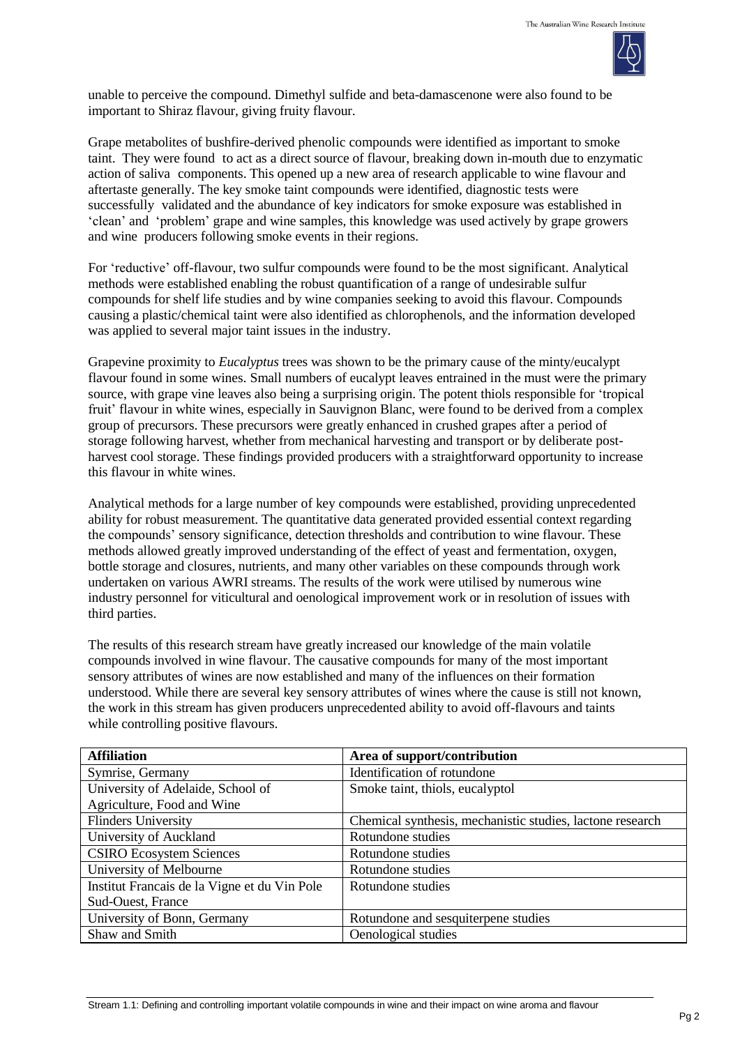unable to perceive the compound. Dimethyl sulfide and beta-damascenone were also found to be important to Shiraz flavour, giving fruity flavour.

Grape metabolites of bushfire-derived phenolic compounds were identified as important to smoke taint. They were found to act as a direct source of flavour, breaking down in-mouth due to enzymatic action of saliva components. This opened up a new area of research applicable to wine flavour and aftertaste generally. The key smoke taint compounds were identified, diagnostic tests were successfully validated and the abundance of key indicators for smoke exposure was established in 'clean' and 'problem' grape and wine samples, this knowledge was used actively by grape growers and wine producers following smoke events in their regions.

For 'reductive' off-flavour, two sulfur compounds were found to be the most significant. Analytical methods were established enabling the robust quantification of a range of undesirable sulfur compounds for shelf life studies and by wine companies seeking to avoid this flavour. Compounds causing a plastic/chemical taint were also identified as chlorophenols, and the information developed was applied to several major taint issues in the industry.

Grapevine proximity to *Eucalyptus* trees was shown to be the primary cause of the minty/eucalypt flavour found in some wines. Small numbers of eucalypt leaves entrained in the must were the primary source, with grape vine leaves also being a surprising origin. The potent thiols responsible for 'tropical fruit' flavour in white wines, especially in Sauvignon Blanc, were found to be derived from a complex group of precursors. These precursors were greatly enhanced in crushed grapes after a period of storage following harvest, whether from mechanical harvesting and transport or by deliberate post-harvest cool storage. These findings provided producers with a straightforward opportunity to increase this flavour in white wines.

Analytical methods for a large number of key compounds were established, providing unprecedented ability for robust measurement. The quantitative data generated provided essential context regarding the compounds' sensory significance, detection thresholds and contribution to wine flavour. These methods allowed greatly improved understanding of the effect of yeast and fermentation, oxygen, bottle storage and closures, nutrients, and many other variables on these compounds through work undertaken on various AWRI streams. The results of the work were utilised by numerous wine industry personnel for viticultural and oenological improvement work or in resolution of issues with third parties.

The results of this research stream have greatly increased our knowledge of the main volatile compounds involved in wine flavour. The causative compounds for many of the most important sensory attributes of wines are now established and many of the influences on their formation understood. While there are several key sensory attributes of wines where the cause is still not known, the work in this stream has given producers unprecedented ability to avoid off-flavours and taints while controlling positive flavours.

| **Affiliation** | **Area of support/contribution** |
|---|---|
| Symrise, Germany | Identification of rotundone |
| University of Adelaide, School of Agriculture, Food and Wine | Smoke taint, thiols, eucalyptol |
| Flinders University | Chemical synthesis, mechanistic studies, lactone research |
| University of Auckland | Rotundone studies |
| CSIRO Ecosystem Sciences | Rotundone studies |
| University of Melbourne | Rotundone studies |
| Institut Francais de la Vigne et du Vin Pole Sud-Ouest, France | Rotundone studies |
| University of Bonn, Germany | Rotundone and sesquiterpene studies |
| Shaw and Smith | Oenological studies |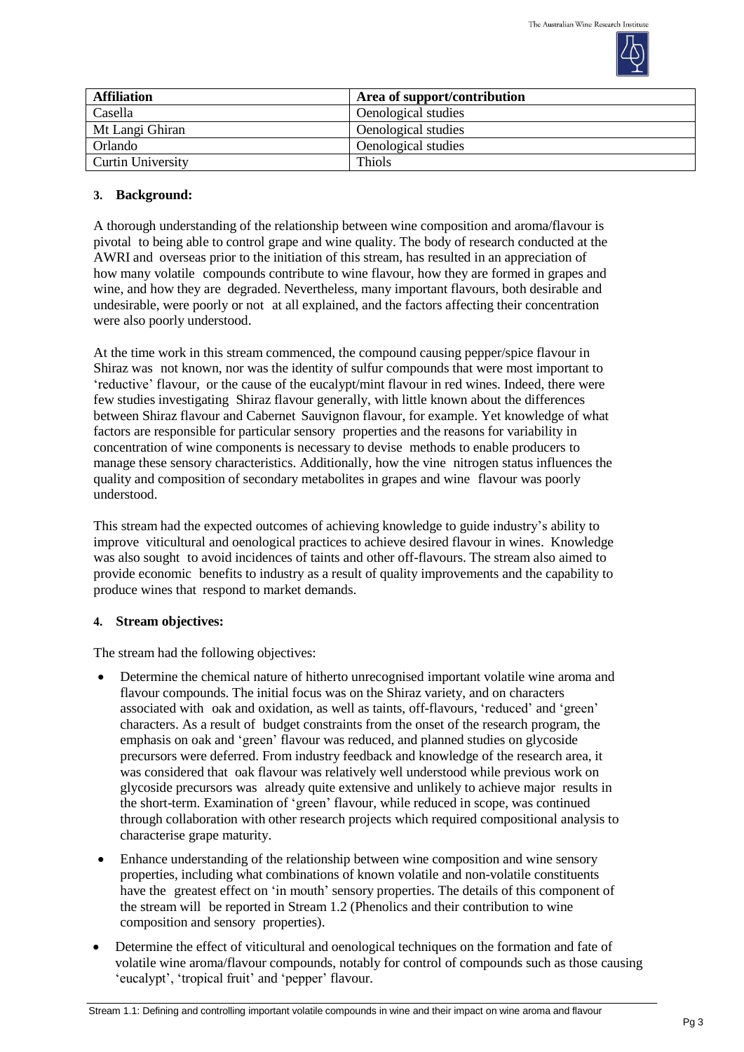| Affiliation | Area of support/contribution |
|---|---|
| Casella | Oenological studies |
| Mt Langi Ghiran | Oenological studies |
| Orlando | Oenological studies |
| Curtin University | Thiols |

### 3. Background:

A thorough understanding of the relationship between wine composition and aroma/flavour is pivotal to being able to control grape and wine quality. The body of research conducted at the AWRI and overseas prior to the initiation of this stream, has resulted in an appreciation of how many volatile compounds contribute to wine flavour, how they are formed in grapes and wine, and how they are degraded. Nevertheless, many important flavours, both desirable and undesirable, were poorly or not at all explained, and the factors affecting their concentration were also poorly understood.

At the time work in this stream commenced, the compound causing pepper/spice flavour in Shiraz was not known, nor was the identity of sulfur compounds that were most important to 'reductive' flavour, or the cause of the eucalypt/mint flavour in red wines. Indeed, there were few studies investigating Shiraz flavour generally, with little known about the differences between Shiraz flavour and Cabernet Sauvignon flavour, for example. Yet knowledge of what factors are responsible for particular sensory properties and the reasons for variability in concentration of wine components is necessary to devise methods to enable producers to manage these sensory characteristics. Additionally, how the vine nitrogen status influences the quality and composition of secondary metabolites in grapes and wine flavour was poorly understood.

This stream had the expected outcomes of achieving knowledge to guide industry's ability to improve viticultural and oenological practices to achieve desired flavour in wines. Knowledge was also sought to avoid incidences of taints and other off-flavours. The stream also aimed to provide economic benefits to industry as a result of quality improvements and the capability to produce wines that respond to market demands.

### 4. Stream objectives:

The stream had the following objectives:

- Determine the chemical nature of hitherto unrecognised important volatile wine aroma and flavour compounds. The initial focus was on the Shiraz variety, and on characters associated with oak and oxidation, as well as taints, off-flavours, 'reduced' and 'green' characters. As a result of budget constraints from the onset of the research program, the emphasis on oak and 'green' flavour was reduced, and planned studies on glycoside precursors were deferred. From industry feedback and knowledge of the research area, it was considered that oak flavour was relatively well understood while previous work on glycoside precursors was already quite extensive and unlikely to achieve major results in the short-term. Examination of 'green' flavour, while reduced in scope, was continued through collaboration with other research projects which required compositional analysis to characterise grape maturity.
- Enhance understanding of the relationship between wine composition and wine sensory properties, including what combinations of known volatile and non-volatile constituents have the greatest effect on 'in mouth' sensory properties. The details of this component of the stream will be reported in Stream 1.2 (Phenolics and their contribution to wine composition and sensory properties).
- Determine the effect of viticultural and oenological techniques on the formation and fate of volatile wine aroma/flavour compounds, notably for control of compounds such as those causing 'eucalypt', 'tropical fruit' and 'pepper' flavour.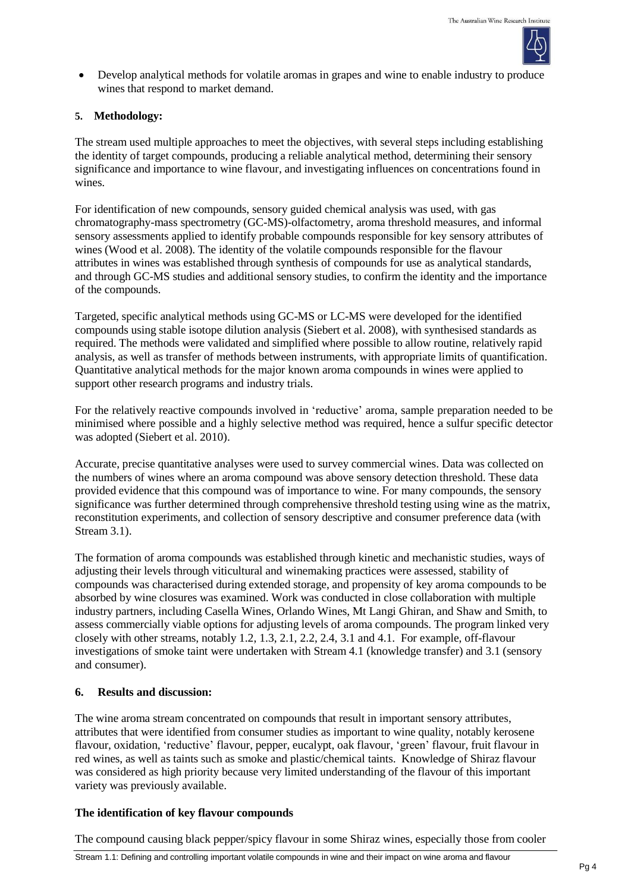- Develop analytical methods for volatile aromas in grapes and wine to enable industry to produce wines that respond to market demand.

## 5. Methodology:

The stream used multiple approaches to meet the objectives, with several steps including establishing the identity of target compounds, producing a reliable analytical method, determining their sensory significance and importance to wine flavour, and investigating influences on concentrations found in wines.

For identification of new compounds, sensory guided chemical analysis was used, with gas chromatography-mass spectrometry (GC-MS)-olfactometry, aroma threshold measures, and informal sensory assessments applied to identify probable compounds responsible for key sensory attributes of wines (Wood et al. 2008). The identity of the volatile compounds responsible for the flavour attributes in wines was established through synthesis of compounds for use as analytical standards, and through GC-MS studies and additional sensory studies, to confirm the identity and the importance of the compounds.

Targeted, specific analytical methods using GC-MS or LC-MS were developed for the identified compounds using stable isotope dilution analysis (Siebert et al. 2008), with synthesised standards as required. The methods were validated and simplified where possible to allow routine, relatively rapid analysis, as well as transfer of methods between instruments, with appropriate limits of quantification. Quantitative analytical methods for the major known aroma compounds in wines were applied to support other research programs and industry trials.

For the relatively reactive compounds involved in 'reductive' aroma, sample preparation needed to be minimised where possible and a highly selective method was required, hence a sulfur specific detector was adopted (Siebert et al. 2010).

Accurate, precise quantitative analyses were used to survey commercial wines. Data was collected on the numbers of wines where an aroma compound was above sensory detection threshold. These data provided evidence that this compound was of importance to wine. For many compounds, the sensory significance was further determined through comprehensive threshold testing using wine as the matrix, reconstitution experiments, and collection of sensory descriptive and consumer preference data (with Stream 3.1).

The formation of aroma compounds was established through kinetic and mechanistic studies, ways of adjusting their levels through viticultural and winemaking practices were assessed, stability of compounds was characterised during extended storage, and propensity of key aroma compounds to be absorbed by wine closures was examined. Work was conducted in close collaboration with multiple industry partners, including Casella Wines, Orlando Wines, Mt Langi Ghiran, and Shaw and Smith, to assess commercially viable options for adjusting levels of aroma compounds. The program linked very closely with other streams, notably 1.2, 1.3, 2.1, 2.2, 2.4, 3.1 and 4.1. For example, off-flavour investigations of smoke taint were undertaken with Stream 4.1 (knowledge transfer) and 3.1 (sensory and consumer).

## 6. Results and discussion:

The wine aroma stream concentrated on compounds that result in important sensory attributes, attributes that were identified from consumer studies as important to wine quality, notably kerosene flavour, oxidation, 'reductive' flavour, pepper, eucalypt, oak flavour, 'green' flavour, fruit flavour in red wines, as well as taints such as smoke and plastic/chemical taints. Knowledge of Shiraz flavour was considered as high priority because very limited understanding of the flavour of this important variety was previously available.

### The identification of key flavour compounds

The compound causing black pepper/spicy flavour in some Shiraz wines, especially those from cooler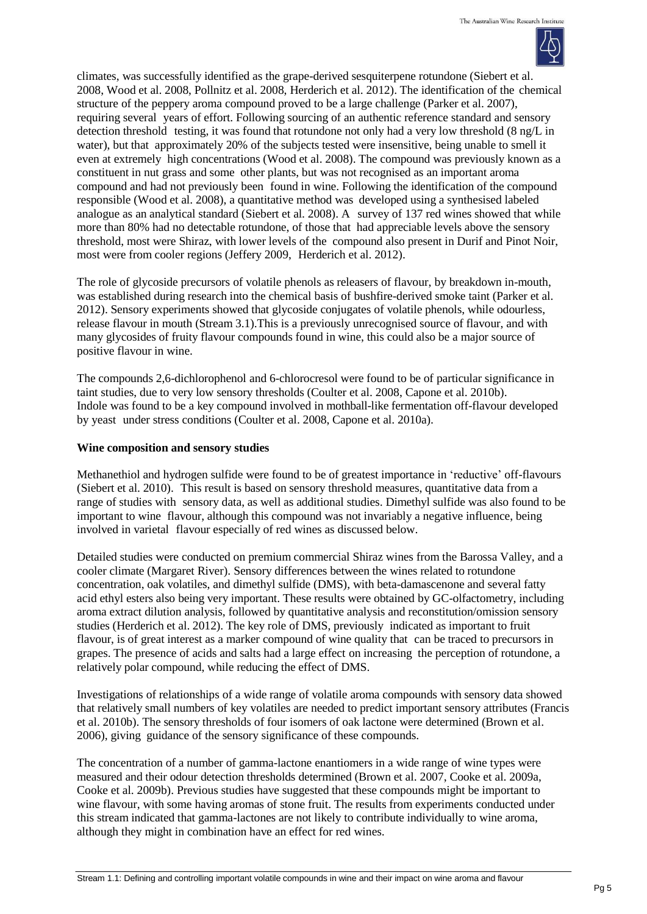climates, was successfully identified as the grape-derived sesquiterpene rotundone (Siebert et al. 2008, Wood et al. 2008, Pollnitz et al. 2008, Herderich et al. 2012). The identification of the chemical structure of the peppery aroma compound proved to be a large challenge (Parker et al. 2007), requiring several years of effort. Following sourcing of an authentic reference standard and sensory detection threshold testing, it was found that rotundone not only had a very low threshold (8 ng/L in water), but that approximately 20% of the subjects tested were insensitive, being unable to smell it even at extremely high concentrations (Wood et al. 2008). The compound was previously known as a constituent in nut grass and some other plants, but was not recognised as an important aroma compound and had not previously been found in wine. Following the identification of the compound responsible (Wood et al. 2008), a quantitative method was developed using a synthesised labeled analogue as an analytical standard (Siebert et al. 2008). A survey of 137 red wines showed that while more than 80% had no detectable rotundone, of those that had appreciable levels above the sensory threshold, most were Shiraz, with lower levels of the compound also present in Durif and Pinot Noir, most were from cooler regions (Jeffery 2009, Herderich et al. 2012).

The role of glycoside precursors of volatile phenols as releasers of flavour, by breakdown in-mouth, was established during research into the chemical basis of bushfire-derived smoke taint (Parker et al. 2012). Sensory experiments showed that glycoside conjugates of volatile phenols, while odourless, release flavour in mouth (Stream 3.1).This is a previously unrecognised source of flavour, and with many glycosides of fruity flavour compounds found in wine, this could also be a major source of positive flavour in wine.

The compounds 2,6-dichlorophenol and 6-chlorocresol were found to be of particular significance in taint studies, due to very low sensory thresholds (Coulter et al. 2008, Capone et al. 2010b). Indole was found to be a key compound involved in mothball-like fermentation off-flavour developed by yeast under stress conditions (Coulter et al. 2008, Capone et al. 2010a).

**Wine composition and sensory studies**

Methanethiol and hydrogen sulfide were found to be of greatest importance in 'reductive' off-flavours (Siebert et al. 2010). This result is based on sensory threshold measures, quantitative data from a range of studies with sensory data, as well as additional studies. Dimethyl sulfide was also found to be important to wine flavour, although this compound was not invariably a negative influence, being involved in varietal flavour especially of red wines as discussed below.

Detailed studies were conducted on premium commercial Shiraz wines from the Barossa Valley, and a cooler climate (Margaret River). Sensory differences between the wines related to rotundone concentration, oak volatiles, and dimethyl sulfide (DMS), with beta-damascenone and several fatty acid ethyl esters also being very important. These results were obtained by GC-olfactometry, including aroma extract dilution analysis, followed by quantitative analysis and reconstitution/omission sensory studies (Herderich et al. 2012). The key role of DMS, previously indicated as important to fruit flavour, is of great interest as a marker compound of wine quality that can be traced to precursors in grapes. The presence of acids and salts had a large effect on increasing the perception of rotundone, a relatively polar compound, while reducing the effect of DMS.

Investigations of relationships of a wide range of volatile aroma compounds with sensory data showed that relatively small numbers of key volatiles are needed to predict important sensory attributes (Francis et al. 2010b). The sensory thresholds of four isomers of oak lactone were determined (Brown et al. 2006), giving guidance of the sensory significance of these compounds.

The concentration of a number of gamma-lactone enantiomers in a wide range of wine types were measured and their odour detection thresholds determined (Brown et al. 2007, Cooke et al. 2009a, Cooke et al. 2009b). Previous studies have suggested that these compounds might be important to wine flavour, with some having aromas of stone fruit. The results from experiments conducted under this stream indicated that gamma-lactones are not likely to contribute individually to wine aroma, although they might in combination have an effect for red wines.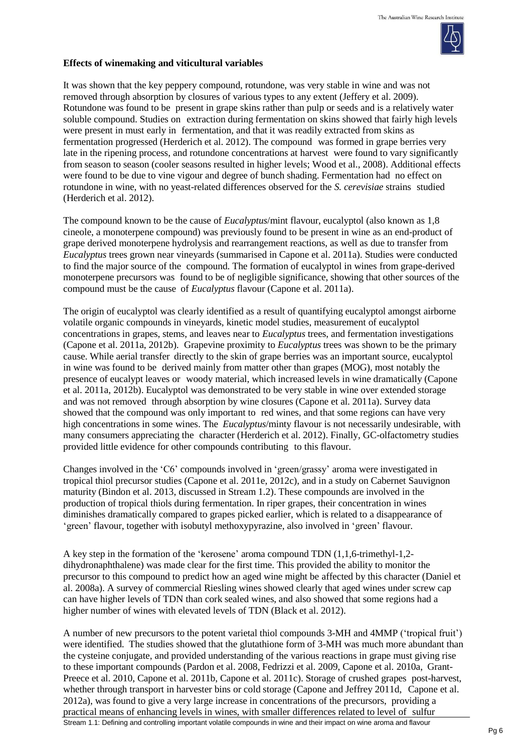### Effects of winemaking and viticultural variables

It was shown that the key peppery compound, rotundone, was very stable in wine and was not removed through absorption by closures of various types to any extent (Jeffery et al. 2009). Rotundone was found to be present in grape skins rather than pulp or seeds and is a relatively water soluble compound. Studies on extraction during fermentation on skins showed that fairly high levels were present in must early in fermentation, and that it was readily extracted from skins as fermentation progressed (Herderich et al. 2012). The compound was formed in grape berries very late in the ripening process, and rotundone concentrations at harvest were found to vary significantly from season to season (cooler seasons resulted in higher levels; Wood et al., 2008). Additional effects were found to be due to vine vigour and degree of bunch shading. Fermentation had no effect on rotundone in wine, with no yeast-related differences observed for the *S. cerevisiae* strains studied (Herderich et al. 2012).

The compound known to be the cause of *Eucalyptus*/mint flavour, eucalyptol (also known as 1,8 cineole, a monoterpene compound) was previously found to be present in wine as an end-product of grape derived monoterpene hydrolysis and rearrangement reactions, as well as due to transfer from *Eucalyptus* trees grown near vineyards (summarised in Capone et al. 2011a). Studies were conducted to find the major source of the compound. The formation of eucalyptol in wines from grape-derived monoterpene precursors was found to be of negligible significance, showing that other sources of the compound must be the cause of *Eucalyptus* flavour (Capone et al. 2011a).

The origin of eucalyptol was clearly identified as a result of quantifying eucalyptol amongst airborne volatile organic compounds in vineyards, kinetic model studies, measurement of eucalyptol concentrations in grapes, stems, and leaves near to *Eucalyptus* trees, and fermentation investigations (Capone et al. 2011a, 2012b). Grapevine proximity to *Eucalyptus* trees was shown to be the primary cause. While aerial transfer directly to the skin of grape berries was an important source, eucalyptol in wine was found to be derived mainly from matter other than grapes (MOG), most notably the presence of eucalypt leaves or woody material, which increased levels in wine dramatically (Capone et al. 2011a, 2012b). Eucalyptol was demonstrated to be very stable in wine over extended storage and was not removed through absorption by wine closures (Capone et al. 2011a). Survey data showed that the compound was only important to red wines, and that some regions can have very high concentrations in some wines. The *Eucalyptus*/minty flavour is not necessarily undesirable, with many consumers appreciating the character (Herderich et al. 2012). Finally, GC-olfactometry studies provided little evidence for other compounds contributing to this flavour.

Changes involved in the 'C6' compounds involved in 'green/grassy' aroma were investigated in tropical thiol precursor studies (Capone et al. 2011e, 2012c), and in a study on Cabernet Sauvignon maturity (Bindon et al. 2013, discussed in Stream 1.2). These compounds are involved in the production of tropical thiols during fermentation. In riper grapes, their concentration in wines diminishes dramatically compared to grapes picked earlier, which is related to a disappearance of 'green' flavour, together with isobutyl methoxypyrazine, also involved in 'green' flavour.

A key step in the formation of the 'kerosene' aroma compound TDN (1,1,6-trimethyl-1,2-dihydronaphthalene) was made clear for the first time. This provided the ability to monitor the precursor to this compound to predict how an aged wine might be affected by this character (Daniel et al. 2008a). A survey of commercial Riesling wines showed clearly that aged wines under screw cap can have higher levels of TDN than cork sealed wines, and also showed that some regions had a higher number of wines with elevated levels of TDN (Black et al. 2012).

A number of new precursors to the potent varietal thiol compounds 3-MH and 4MMP ('tropical fruit') were identified. The studies showed that the glutathione form of 3-MH was much more abundant than the cysteine conjugate, and provided understanding of the various reactions in grape must giving rise to these important compounds (Pardon et al. 2008, Fedrizzi et al. 2009, Capone et al. 2010a, Grant-Preece et al. 2010, Capone et al. 2011b, Capone et al. 2011c). Storage of crushed grapes post-harvest, whether through transport in harvester bins or cold storage (Capone and Jeffrey 2011d, Capone et al. 2012a), was found to give a very large increase in concentrations of the precursors, providing a practical means of enhancing levels in wines, with smaller differences related to level of sulfur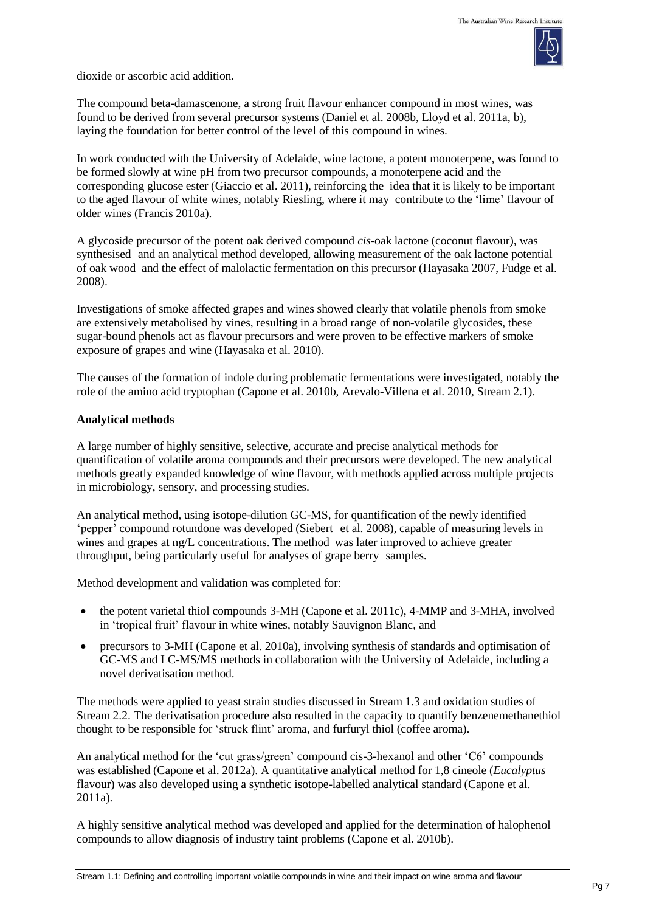dioxide or ascorbic acid addition.

The compound beta-damascenone, a strong fruit flavour enhancer compound in most wines, was found to be derived from several precursor systems (Daniel et al. 2008b, Lloyd et al. 2011a, b), laying the foundation for better control of the level of this compound in wines.

In work conducted with the University of Adelaide, wine lactone, a potent monoterpene, was found to be formed slowly at wine pH from two precursor compounds, a monoterpene acid and the corresponding glucose ester (Giaccio et al. 2011), reinforcing the idea that it is likely to be important to the aged flavour of white wines, notably Riesling, where it may contribute to the 'lime' flavour of older wines (Francis 2010a).

A glycoside precursor of the potent oak derived compound *cis*-oak lactone (coconut flavour), was synthesised and an analytical method developed, allowing measurement of the oak lactone potential of oak wood and the effect of malolactic fermentation on this precursor (Hayasaka 2007, Fudge et al. 2008).

Investigations of smoke affected grapes and wines showed clearly that volatile phenols from smoke are extensively metabolised by vines, resulting in a broad range of non-volatile glycosides, these sugar-bound phenols act as flavour precursors and were proven to be effective markers of smoke exposure of grapes and wine (Hayasaka et al. 2010).

The causes of the formation of indole during problematic fermentations were investigated, notably the role of the amino acid tryptophan (Capone et al. 2010b, Arevalo-Villena et al. 2010, Stream 2.1).

**Analytical methods**

A large number of highly sensitive, selective, accurate and precise analytical methods for quantification of volatile aroma compounds and their precursors were developed. The new analytical methods greatly expanded knowledge of wine flavour, with methods applied across multiple projects in microbiology, sensory, and processing studies.

An analytical method, using isotope-dilution GC-MS, for quantification of the newly identified 'pepper' compound rotundone was developed (Siebert et al. 2008), capable of measuring levels in wines and grapes at ng/L concentrations. The method was later improved to achieve greater throughput, being particularly useful for analyses of grape berry samples.

Method development and validation was completed for:

- the potent varietal thiol compounds 3-MH (Capone et al. 2011c), 4-MMP and 3-MHA, involved in 'tropical fruit' flavour in white wines, notably Sauvignon Blanc, and
- precursors to 3-MH (Capone et al. 2010a), involving synthesis of standards and optimisation of GC-MS and LC-MS/MS methods in collaboration with the University of Adelaide, including a novel derivatisation method.

The methods were applied to yeast strain studies discussed in Stream 1.3 and oxidation studies of Stream 2.2. The derivatisation procedure also resulted in the capacity to quantify benzenemethanethiol thought to be responsible for 'struck flint' aroma, and furfuryl thiol (coffee aroma).

An analytical method for the 'cut grass/green' compound cis-3-hexanol and other 'C6' compounds was established (Capone et al. 2012a). A quantitative analytical method for 1,8 cineole (*Eucalyptus* flavour) was also developed using a synthetic isotope-labelled analytical standard (Capone et al. 2011a).

A highly sensitive analytical method was developed and applied for the determination of halophenol compounds to allow diagnosis of industry taint problems (Capone et al. 2010b).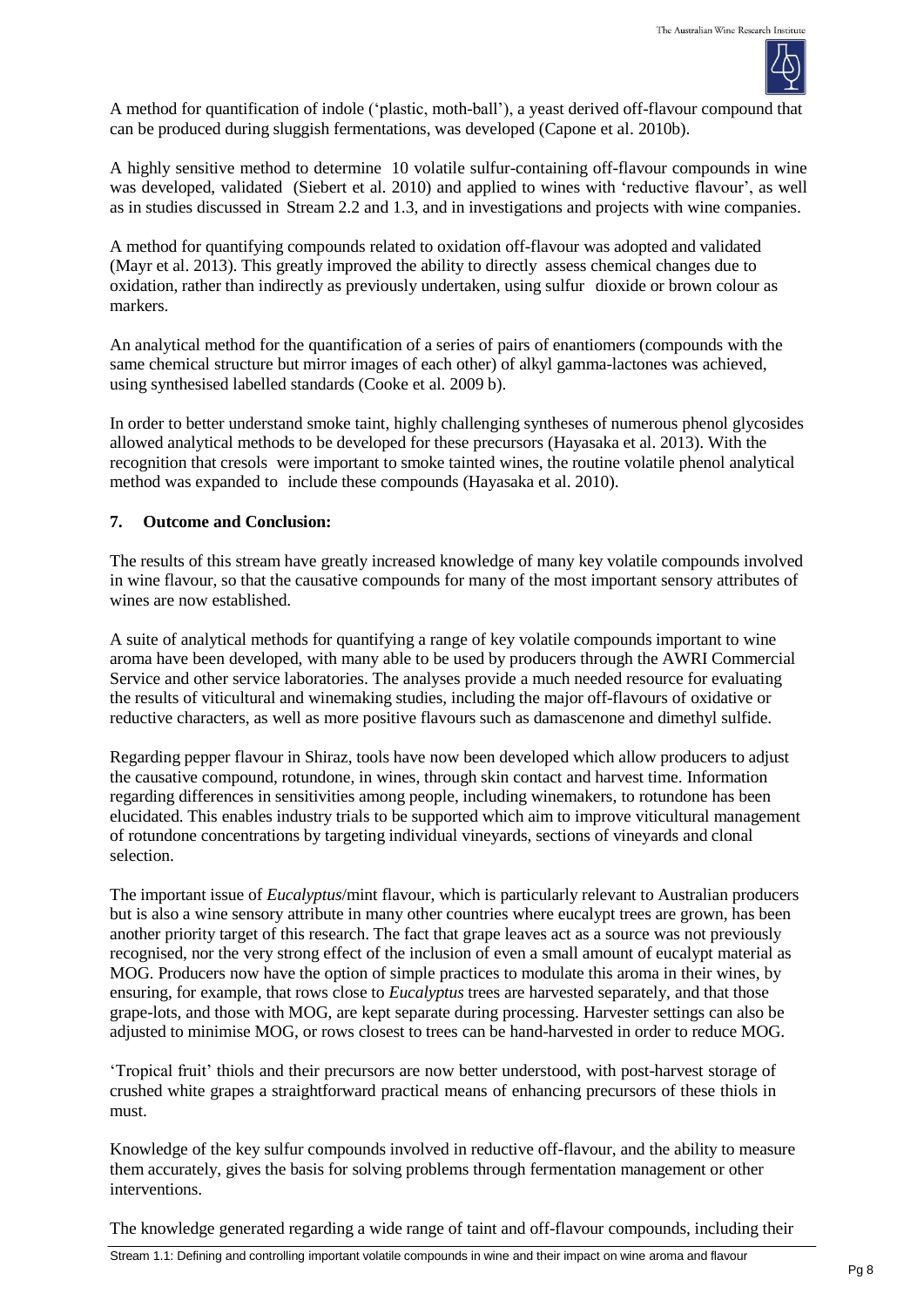A method for quantification of indole ('plastic, moth-ball'), a yeast derived off-flavour compound that can be produced during sluggish fermentations, was developed (Capone et al. 2010b).

A highly sensitive method to determine 10 volatile sulfur-containing off-flavour compounds in wine was developed, validated (Siebert et al. 2010) and applied to wines with 'reductive flavour', as well as in studies discussed in Stream 2.2 and 1.3, and in investigations and projects with wine companies.

A method for quantifying compounds related to oxidation off-flavour was adopted and validated (Mayr et al. 2013). This greatly improved the ability to directly assess chemical changes due to oxidation, rather than indirectly as previously undertaken, using sulfur dioxide or brown colour as markers.

An analytical method for the quantification of a series of pairs of enantiomers (compounds with the same chemical structure but mirror images of each other) of alkyl gamma-lactones was achieved, using synthesised labelled standards (Cooke et al. 2009 b).

In order to better understand smoke taint, highly challenging syntheses of numerous phenol glycosides allowed analytical methods to be developed for these precursors (Hayasaka et al. 2013). With the recognition that cresols were important to smoke tainted wines, the routine volatile phenol analytical method was expanded to include these compounds (Hayasaka et al. 2010).

## 7. Outcome and Conclusion:

The results of this stream have greatly increased knowledge of many key volatile compounds involved in wine flavour, so that the causative compounds for many of the most important sensory attributes of wines are now established.

A suite of analytical methods for quantifying a range of key volatile compounds important to wine aroma have been developed, with many able to be used by producers through the AWRI Commercial Service and other service laboratories. The analyses provide a much needed resource for evaluating the results of viticultural and winemaking studies, including the major off-flavours of oxidative or reductive characters, as well as more positive flavours such as damascenone and dimethyl sulfide.

Regarding pepper flavour in Shiraz, tools have now been developed which allow producers to adjust the causative compound, rotundone, in wines, through skin contact and harvest time. Information regarding differences in sensitivities among people, including winemakers, to rotundone has been elucidated. This enables industry trials to be supported which aim to improve viticultural management of rotundone concentrations by targeting individual vineyards, sections of vineyards and clonal selection.

The important issue of *Eucalyptus*/mint flavour, which is particularly relevant to Australian producers but is also a wine sensory attribute in many other countries where eucalypt trees are grown, has been another priority target of this research. The fact that grape leaves act as a source was not previously recognised, nor the very strong effect of the inclusion of even a small amount of eucalypt material as MOG. Producers now have the option of simple practices to modulate this aroma in their wines, by ensuring, for example, that rows close to *Eucalyptus* trees are harvested separately, and that those grape-lots, and those with MOG, are kept separate during processing. Harvester settings can also be adjusted to minimise MOG, or rows closest to trees can be hand-harvested in order to reduce MOG.

'Tropical fruit' thiols and their precursors are now better understood, with post-harvest storage of crushed white grapes a straightforward practical means of enhancing precursors of these thiols in must.

Knowledge of the key sulfur compounds involved in reductive off-flavour, and the ability to measure them accurately, gives the basis for solving problems through fermentation management or other interventions.

The knowledge generated regarding a wide range of taint and off-flavour compounds, including their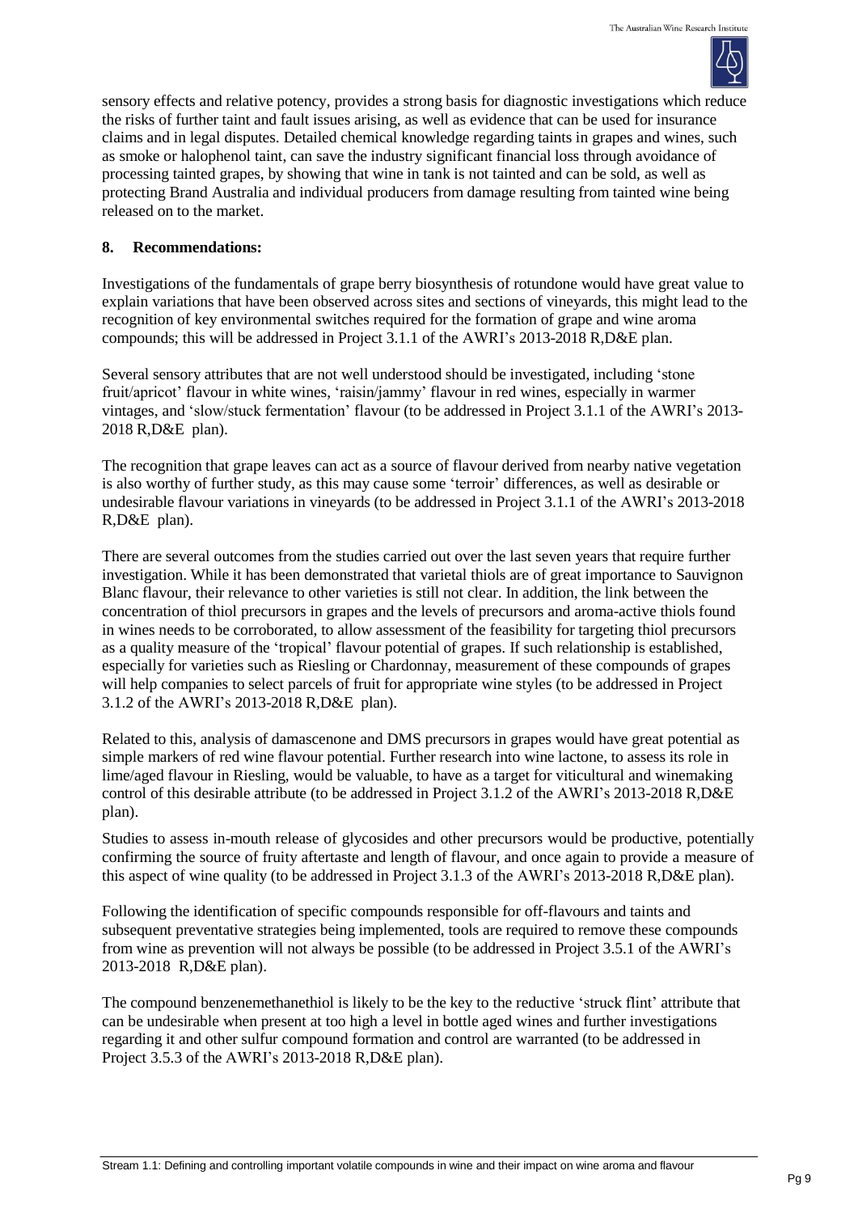sensory effects and relative potency, provides a strong basis for diagnostic investigations which reduce the risks of further taint and fault issues arising, as well as evidence that can be used for insurance claims and in legal disputes. Detailed chemical knowledge regarding taints in grapes and wines, such as smoke or halophenol taint, can save the industry significant financial loss through avoidance of processing tainted grapes, by showing that wine in tank is not tainted and can be sold, as well as protecting Brand Australia and individual producers from damage resulting from tainted wine being released on to the market.

## 8. Recommendations:

Investigations of the fundamentals of grape berry biosynthesis of rotundone would have great value to explain variations that have been observed across sites and sections of vineyards, this might lead to the recognition of key environmental switches required for the formation of grape and wine aroma compounds; this will be addressed in Project 3.1.1 of the AWRI's 2013-2018 R,D&E plan.

Several sensory attributes that are not well understood should be investigated, including 'stone fruit/apricot' flavour in white wines, 'raisin/jammy' flavour in red wines, especially in warmer vintages, and 'slow/stuck fermentation' flavour (to be addressed in Project 3.1.1 of the AWRI's 2013-2018 R,D&E plan).

The recognition that grape leaves can act as a source of flavour derived from nearby native vegetation is also worthy of further study, as this may cause some 'terroir' differences, as well as desirable or undesirable flavour variations in vineyards (to be addressed in Project 3.1.1 of the AWRI's 2013-2018 R,D&E plan).

There are several outcomes from the studies carried out over the last seven years that require further investigation. While it has been demonstrated that varietal thiols are of great importance to Sauvignon Blanc flavour, their relevance to other varieties is still not clear. In addition, the link between the concentration of thiol precursors in grapes and the levels of precursors and aroma-active thiols found in wines needs to be corroborated, to allow assessment of the feasibility for targeting thiol precursors as a quality measure of the 'tropical' flavour potential of grapes. If such relationship is established, especially for varieties such as Riesling or Chardonnay, measurement of these compounds of grapes will help companies to select parcels of fruit for appropriate wine styles (to be addressed in Project 3.1.2 of the AWRI's 2013-2018 R,D&E plan).

Related to this, analysis of damascenone and DMS precursors in grapes would have great potential as simple markers of red wine flavour potential. Further research into wine lactone, to assess its role in lime/aged flavour in Riesling, would be valuable, to have as a target for viticultural and winemaking control of this desirable attribute (to be addressed in Project 3.1.2 of the AWRI's 2013-2018 R,D&E plan).

Studies to assess in-mouth release of glycosides and other precursors would be productive, potentially confirming the source of fruity aftertaste and length of flavour, and once again to provide a measure of this aspect of wine quality (to be addressed in Project 3.1.3 of the AWRI's 2013-2018 R,D&E plan).

Following the identification of specific compounds responsible for off-flavours and taints and subsequent preventative strategies being implemented, tools are required to remove these compounds from wine as prevention will not always be possible (to be addressed in Project 3.5.1 of the AWRI's 2013-2018 R,D&E plan).

The compound benzenemethanethiol is likely to be the key to the reductive 'struck flint' attribute that can be undesirable when present at too high a level in bottle aged wines and further investigations regarding it and other sulfur compound formation and control are warranted (to be addressed in Project 3.5.3 of the AWRI's 2013-2018 R,D&E plan).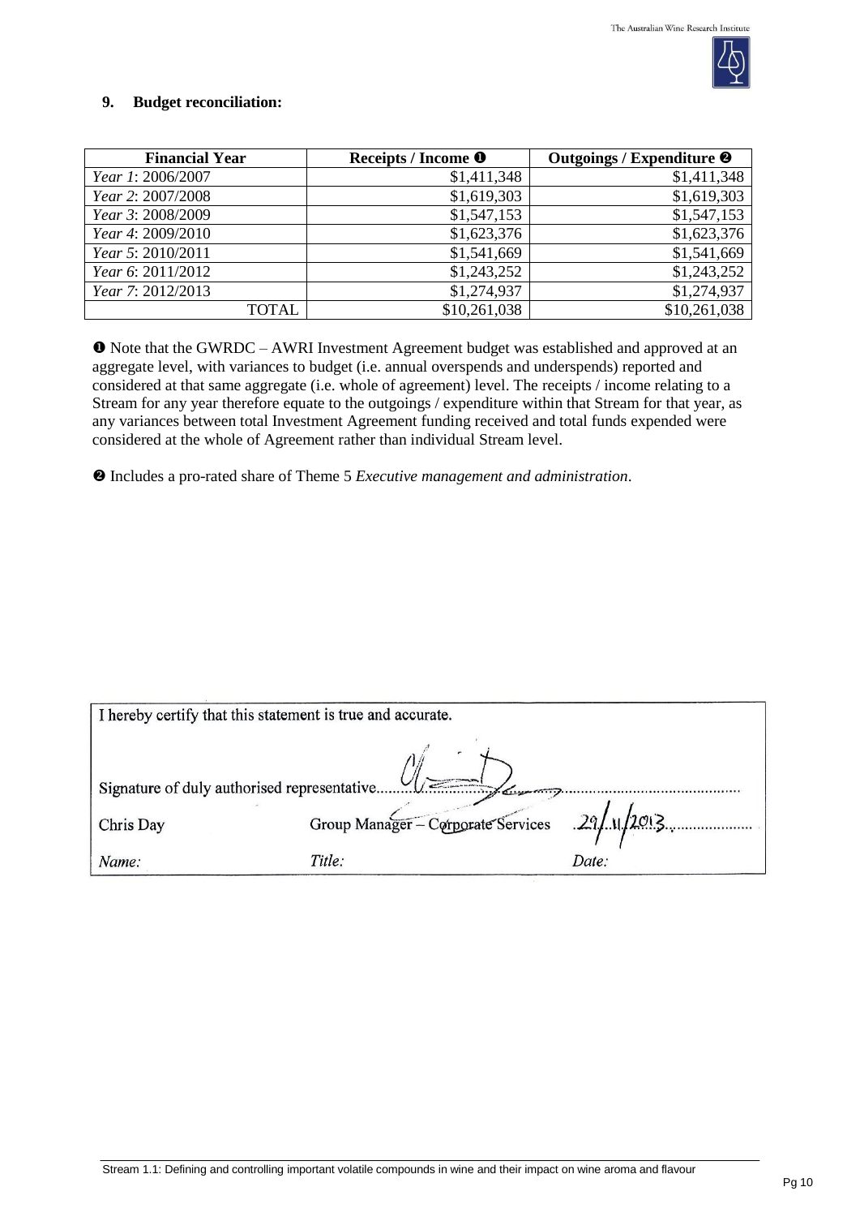## 9. Budget reconciliation:

| Financial Year | Receipts / Income ❶ | Outgoings / Expenditure ❷ |
|---|---|---|
| *Year 1*: 2006/2007 | $1,411,348 | $1,411,348 |
| *Year 2*: 2007/2008 | $1,619,303 | $1,619,303 |
| *Year 3*: 2008/2009 | $1,547,153 | $1,547,153 |
| *Year 4*: 2009/2010 | $1,623,376 | $1,623,376 |
| *Year 5*: 2010/2011 | $1,541,669 | $1,541,669 |
| *Year 6*: 2011/2012 | $1,243,252 | $1,243,252 |
| *Year 7*: 2012/2013 | $1,274,937 | $1,274,937 |
| TOTAL | $10,261,038 | $10,261,038 |

❶ Note that the GWRDC – AWRI Investment Agreement budget was established and approved at an aggregate level, with variances to budget (i.e. annual overspends and underspends) reported and considered at that same aggregate (i.e. whole of agreement) level. The receipts / income relating to a Stream for any year therefore equate to the outgoings / expenditure within that Stream for that year, as any variances between total Investment Agreement funding received and total funds expended were considered at the whole of Agreement rather than individual Stream level.

❷ Includes a pro-rated share of Theme 5 *Executive management and administration*.

I hereby certify that this statement is true and accurate.

Signature of duly authorised representative............................................

| Chris Day | Group Manager – Corporate Services | 29/11/2013 |
|---|---|---|
| *Name:* | *Title:* | *Date:* |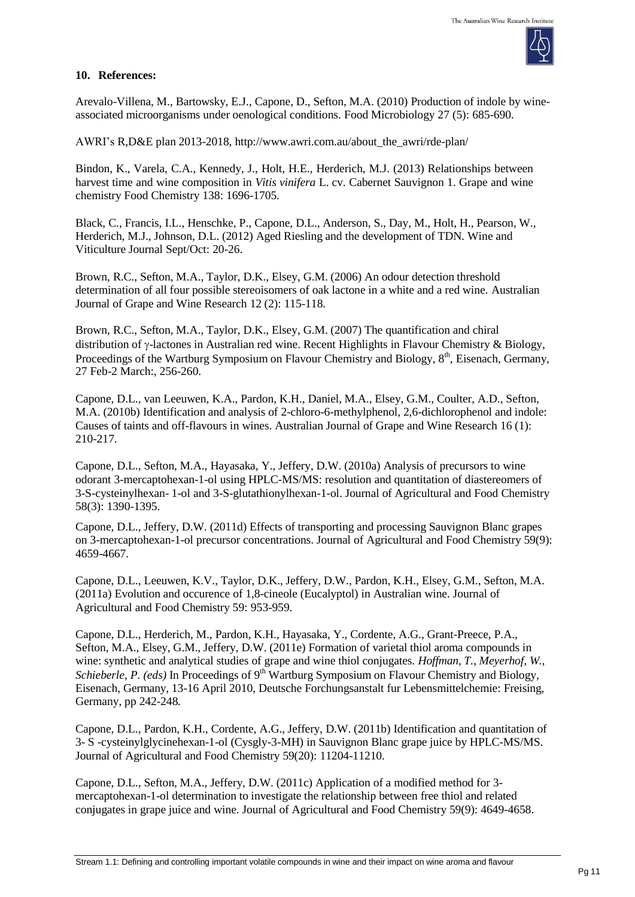## 10. References:

Arevalo-Villena, M., Bartowsky, E.J., Capone, D., Sefton, M.A. (2010) Production of indole by wine-associated microorganisms under oenological conditions. Food Microbiology 27 (5): 685-690.

AWRI's R,D&E plan 2013-2018, http://www.awri.com.au/about_the_awri/rde-plan/

Bindon, K., Varela, C.A., Kennedy, J., Holt, H.E., Herderich, M.J. (2013) Relationships between harvest time and wine composition in *Vitis vinifera* L. cv. Cabernet Sauvignon 1. Grape and wine chemistry Food Chemistry 138: 1696-1705.

Black, C., Francis, I.L., Henschke, P., Capone, D.L., Anderson, S., Day, M., Holt, H., Pearson, W., Herderich, M.J., Johnson, D.L. (2012) Aged Riesling and the development of TDN. Wine and Viticulture Journal Sept/Oct: 20-26.

Brown, R.C., Sefton, M.A., Taylor, D.K., Elsey, G.M. (2006) An odour detection threshold determination of all four possible stereoisomers of oak lactone in a white and a red wine. Australian Journal of Grape and Wine Research 12 (2): 115-118.

Brown, R.C., Sefton, M.A., Taylor, D.K., Elsey, G.M. (2007) The quantification and chiral distribution of γ-lactones in Australian red wine. Recent Highlights in Flavour Chemistry & Biology, Proceedings of the Wartburg Symposium on Flavour Chemistry and Biology, 8th, Eisenach, Germany, 27 Feb-2 March:, 256-260.

Capone, D.L., van Leeuwen, K.A., Pardon, K.H., Daniel, M.A., Elsey, G.M., Coulter, A.D., Sefton, M.A. (2010b) Identification and analysis of 2-chloro-6-methylphenol, 2,6-dichlorophenol and indole: Causes of taints and off-flavours in wines. Australian Journal of Grape and Wine Research 16 (1): 210-217.

Capone, D.L., Sefton, M.A., Hayasaka, Y., Jeffery, D.W. (2010a) Analysis of precursors to wine odorant 3-mercaptohexan-1-ol using HPLC-MS/MS: resolution and quantitation of diastereomers of 3-S-cysteinylhexan- 1-ol and 3-S-glutathionylhexan-1-ol. Journal of Agricultural and Food Chemistry 58(3): 1390-1395.

Capone, D.L., Jeffery, D.W. (2011d) Effects of transporting and processing Sauvignon Blanc grapes on 3-mercaptohexan-1-ol precursor concentrations. Journal of Agricultural and Food Chemistry 59(9): 4659-4667.

Capone, D.L., Leeuwen, K.V., Taylor, D.K., Jeffery, D.W., Pardon, K.H., Elsey, G.M., Sefton, M.A. (2011a) Evolution and occurence of 1,8-cineole (Eucalyptol) in Australian wine. Journal of Agricultural and Food Chemistry 59: 953-959.

Capone, D.L., Herderich, M., Pardon, K.H., Hayasaka, Y., Cordente, A.G., Grant-Preece, P.A., Sefton, M.A., Elsey, G.M., Jeffery, D.W. (2011e) Formation of varietal thiol aroma compounds in wine: synthetic and analytical studies of grape and wine thiol conjugates. *Hoffman, T., Meyerhof, W., Schieberle, P. (eds)* In Proceedings of 9th Wartburg Symposium on Flavour Chemistry and Biology, Eisenach, Germany, 13-16 April 2010, Deutsche Forchungsanstalt fur Lebensmittelchemie: Freising, Germany, pp 242-248*.*

Capone, D.L., Pardon, K.H., Cordente, A.G., Jeffery, D.W. (2011b) Identification and quantitation of 3- S -cysteinylglycinehexan-1-ol (Cysgly-3-MH) in Sauvignon Blanc grape juice by HPLC-MS/MS. Journal of Agricultural and Food Chemistry 59(20): 11204-11210.

Capone, D.L., Sefton, M.A., Jeffery, D.W. (2011c) Application of a modified method for 3-mercaptohexan-1-ol determination to investigate the relationship between free thiol and related conjugates in grape juice and wine. Journal of Agricultural and Food Chemistry 59(9): 4649-4658.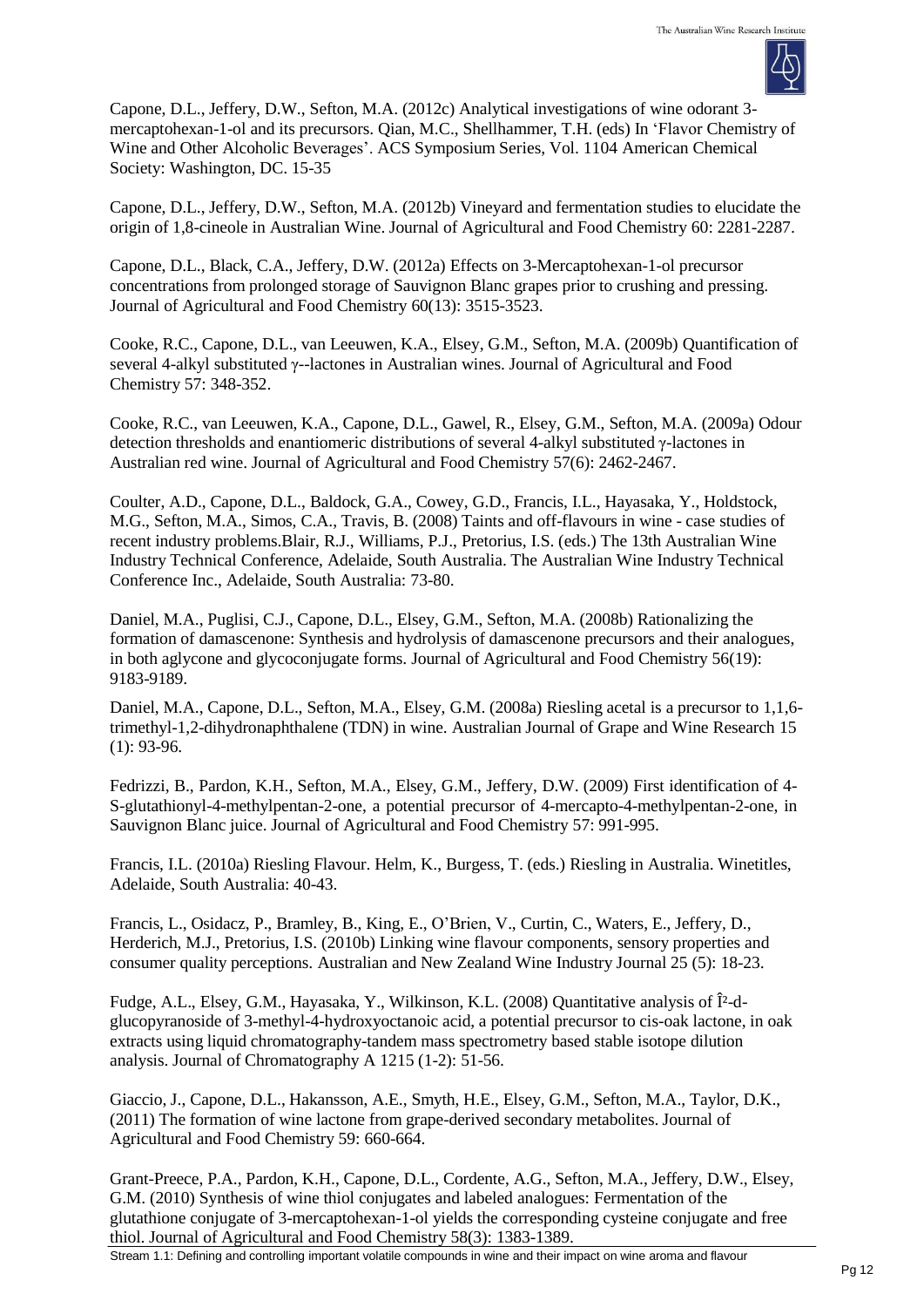Capone, D.L., Jeffery, D.W., Sefton, M.A. (2012c) Analytical investigations of wine odorant 3-mercaptohexan-1-ol and its precursors. Qian, M.C., Shellhammer, T.H. (eds) In 'Flavor Chemistry of Wine and Other Alcoholic Beverages'. ACS Symposium Series, Vol. 1104 American Chemical Society: Washington, DC. 15-35

Capone, D.L., Jeffery, D.W., Sefton, M.A. (2012b) Vineyard and fermentation studies to elucidate the origin of 1,8-cineole in Australian Wine. Journal of Agricultural and Food Chemistry 60: 2281-2287.

Capone, D.L., Black, C.A., Jeffery, D.W. (2012a) Effects on 3-Mercaptohexan-1-ol precursor concentrations from prolonged storage of Sauvignon Blanc grapes prior to crushing and pressing. Journal of Agricultural and Food Chemistry 60(13): 3515-3523.

Cooke, R.C., Capone, D.L., van Leeuwen, K.A., Elsey, G.M., Sefton, M.A. (2009b) Quantification of several 4-alkyl substituted γ--lactones in Australian wines. Journal of Agricultural and Food Chemistry 57: 348-352.

Cooke, R.C., van Leeuwen, K.A., Capone, D.L., Gawel, R., Elsey, G.M., Sefton, M.A. (2009a) Odour detection thresholds and enantiomeric distributions of several 4-alkyl substituted γ-lactones in Australian red wine. Journal of Agricultural and Food Chemistry 57(6): 2462-2467.

Coulter, A.D., Capone, D.L., Baldock, G.A., Cowey, G.D., Francis, I.L., Hayasaka, Y., Holdstock, M.G., Sefton, M.A., Simos, C.A., Travis, B. (2008) Taints and off-flavours in wine - case studies of recent industry problems.Blair, R.J., Williams, P.J., Pretorius, I.S. (eds.) The 13th Australian Wine Industry Technical Conference, Adelaide, South Australia. The Australian Wine Industry Technical Conference Inc., Adelaide, South Australia: 73-80.

Daniel, M.A., Puglisi, C.J., Capone, D.L., Elsey, G.M., Sefton, M.A. (2008b) Rationalizing the formation of damascenone: Synthesis and hydrolysis of damascenone precursors and their analogues, in both aglycone and glycoconjugate forms. Journal of Agricultural and Food Chemistry 56(19): 9183-9189.

Daniel, M.A., Capone, D.L., Sefton, M.A., Elsey, G.M. (2008a) Riesling acetal is a precursor to 1,1,6-trimethyl-1,2-dihydronaphthalene (TDN) in wine. Australian Journal of Grape and Wine Research 15 (1): 93-96.

Fedrizzi, B., Pardon, K.H., Sefton, M.A., Elsey, G.M., Jeffery, D.W. (2009) First identification of 4-S-glutathionyl-4-methylpentan-2-one, a potential precursor of 4-mercapto-4-methylpentan-2-one, in Sauvignon Blanc juice. Journal of Agricultural and Food Chemistry 57: 991-995.

Francis, I.L. (2010a) Riesling Flavour. Helm, K., Burgess, T. (eds.) Riesling in Australia. Winetitles, Adelaide, South Australia: 40-43.

Francis, L., Osidacz, P., Bramley, B., King, E., O'Brien, V., Curtin, C., Waters, E., Jeffery, D., Herderich, M.J., Pretorius, I.S. (2010b) Linking wine flavour components, sensory properties and consumer quality perceptions. Australian and New Zealand Wine Industry Journal 25 (5): 18-23.

Fudge, A.L., Elsey, G.M., Hayasaka, Y., Wilkinson, K.L. (2008) Quantitative analysis of Î²-d-glucopyranoside of 3-methyl-4-hydroxyoctanoic acid, a potential precursor to cis-oak lactone, in oak extracts using liquid chromatography-tandem mass spectrometry based stable isotope dilution analysis. Journal of Chromatography A 1215 (1-2): 51-56.

Giaccio, J., Capone, D.L., Hakansson, A.E., Smyth, H.E., Elsey, G.M., Sefton, M.A., Taylor, D.K., (2011) The formation of wine lactone from grape-derived secondary metabolites. Journal of Agricultural and Food Chemistry 59: 660-664.

Grant-Preece, P.A., Pardon, K.H., Capone, D.L., Cordente, A.G., Sefton, M.A., Jeffery, D.W., Elsey, G.M. (2010) Synthesis of wine thiol conjugates and labeled analogues: Fermentation of the glutathione conjugate of 3-mercaptohexan-1-ol yields the corresponding cysteine conjugate and free thiol. Journal of Agricultural and Food Chemistry 58(3): 1383-1389.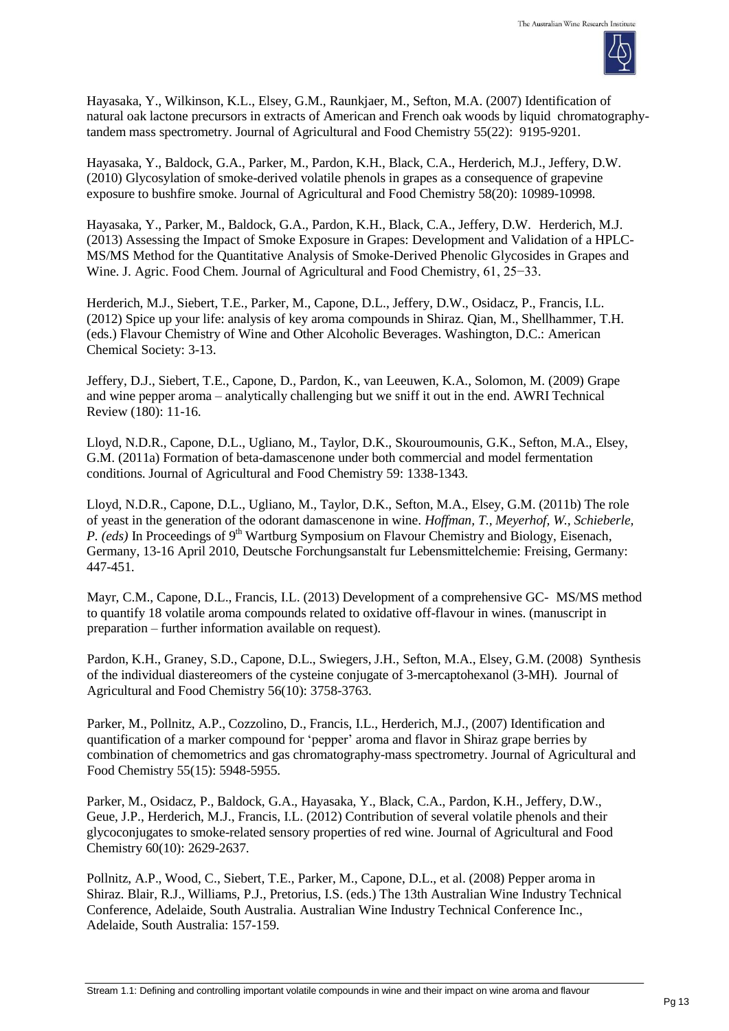Hayasaka, Y., Wilkinson, K.L., Elsey, G.M., Raunkjaer, M., Sefton, M.A. (2007) Identification of natural oak lactone precursors in extracts of American and French oak woods by liquid chromatography-tandem mass spectrometry. Journal of Agricultural and Food Chemistry 55(22): 9195-9201.

Hayasaka, Y., Baldock, G.A., Parker, M., Pardon, K.H., Black, C.A., Herderich, M.J., Jeffery, D.W. (2010) Glycosylation of smoke-derived volatile phenols in grapes as a consequence of grapevine exposure to bushfire smoke. Journal of Agricultural and Food Chemistry 58(20): 10989-10998.

Hayasaka, Y., Parker, M., Baldock, G.A., Pardon, K.H., Black, C.A., Jeffery, D.W. Herderich, M.J. (2013) Assessing the Impact of Smoke Exposure in Grapes: Development and Validation of a HPLC-MS/MS Method for the Quantitative Analysis of Smoke-Derived Phenolic Glycosides in Grapes and Wine. J. Agric. Food Chem. Journal of Agricultural and Food Chemistry, 61, 25−33.

Herderich, M.J., Siebert, T.E., Parker, M., Capone, D.L., Jeffery, D.W., Osidacz, P., Francis, I.L. (2012) Spice up your life: analysis of key aroma compounds in Shiraz. Qian, M., Shellhammer, T.H. (eds.) Flavour Chemistry of Wine and Other Alcoholic Beverages. Washington, D.C.: American Chemical Society: 3-13.

Jeffery, D.J., Siebert, T.E., Capone, D., Pardon, K., van Leeuwen, K.A., Solomon, M. (2009) Grape and wine pepper aroma – analytically challenging but we sniff it out in the end. AWRI Technical Review (180): 11-16.

Lloyd, N.D.R., Capone, D.L., Ugliano, M., Taylor, D.K., Skouroumounis, G.K., Sefton, M.A., Elsey, G.M. (2011a) Formation of beta-damascenone under both commercial and model fermentation conditions. Journal of Agricultural and Food Chemistry 59: 1338-1343.

Lloyd, N.D.R., Capone, D.L., Ugliano, M., Taylor, D.K., Sefton, M.A., Elsey, G.M. (2011b) The role of yeast in the generation of the odorant damascenone in wine. *Hoffman, T., Meyerhof, W., Schieberle, P. (eds)* In Proceedings of 9th Wartburg Symposium on Flavour Chemistry and Biology, Eisenach, Germany, 13-16 April 2010, Deutsche Forchungsanstalt fur Lebensmittelchemie: Freising, Germany: 447-451.

Mayr, C.M., Capone, D.L., Francis, I.L. (2013) Development of a comprehensive GC- MS/MS method to quantify 18 volatile aroma compounds related to oxidative off-flavour in wines. (manuscript in preparation – further information available on request).

Pardon, K.H., Graney, S.D., Capone, D.L., Swiegers, J.H., Sefton, M.A., Elsey, G.M. (2008) Synthesis of the individual diastereomers of the cysteine conjugate of 3-mercaptohexanol (3-MH). Journal of Agricultural and Food Chemistry 56(10): 3758-3763.

Parker, M., Pollnitz, A.P., Cozzolino, D., Francis, I.L., Herderich, M.J., (2007) Identification and quantification of a marker compound for 'pepper' aroma and flavor in Shiraz grape berries by combination of chemometrics and gas chromatography-mass spectrometry. Journal of Agricultural and Food Chemistry 55(15): 5948-5955.

Parker, M., Osidacz, P., Baldock, G.A., Hayasaka, Y., Black, C.A., Pardon, K.H., Jeffery, D.W., Geue, J.P., Herderich, M.J., Francis, I.L. (2012) Contribution of several volatile phenols and their glycoconjugates to smoke-related sensory properties of red wine. Journal of Agricultural and Food Chemistry 60(10): 2629-2637.

Pollnitz, A.P., Wood, C., Siebert, T.E., Parker, M., Capone, D.L., et al. (2008) Pepper aroma in Shiraz. Blair, R.J., Williams, P.J., Pretorius, I.S. (eds.) The 13th Australian Wine Industry Technical Conference, Adelaide, South Australia. Australian Wine Industry Technical Conference Inc., Adelaide, South Australia: 157-159.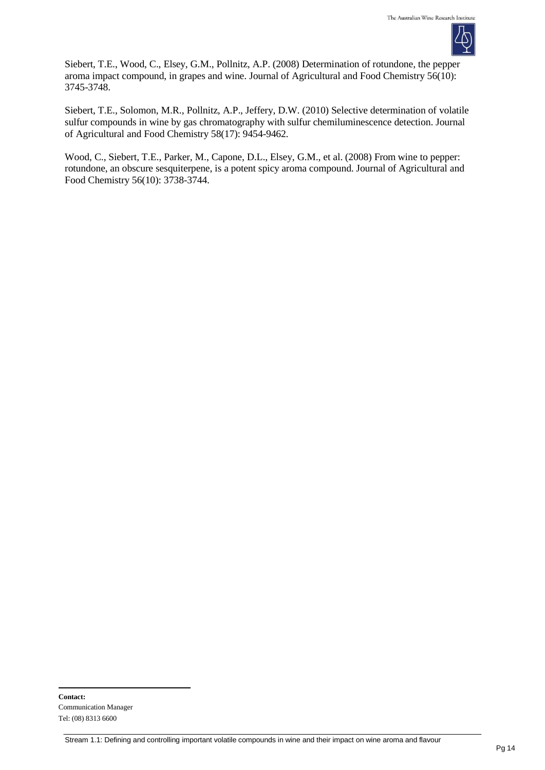Siebert, T.E., Wood, C., Elsey, G.M., Pollnitz, A.P. (2008) Determination of rotundone, the pepper aroma impact compound, in grapes and wine. Journal of Agricultural and Food Chemistry 56(10): 3745-3748.

Siebert, T.E., Solomon, M.R., Pollnitz, A.P., Jeffery, D.W. (2010) Selective determination of volatile sulfur compounds in wine by gas chromatography with sulfur chemiluminescence detection. Journal of Agricultural and Food Chemistry 58(17): 9454-9462.

Wood, C., Siebert, T.E., Parker, M., Capone, D.L., Elsey, G.M., et al. (2008) From wine to pepper: rotundone, an obscure sesquiterpene, is a potent spicy aroma compound. Journal of Agricultural and Food Chemistry 56(10): 3738-3744.

**Contact:**
Communication Manager
Tel: (08) 8313 6600